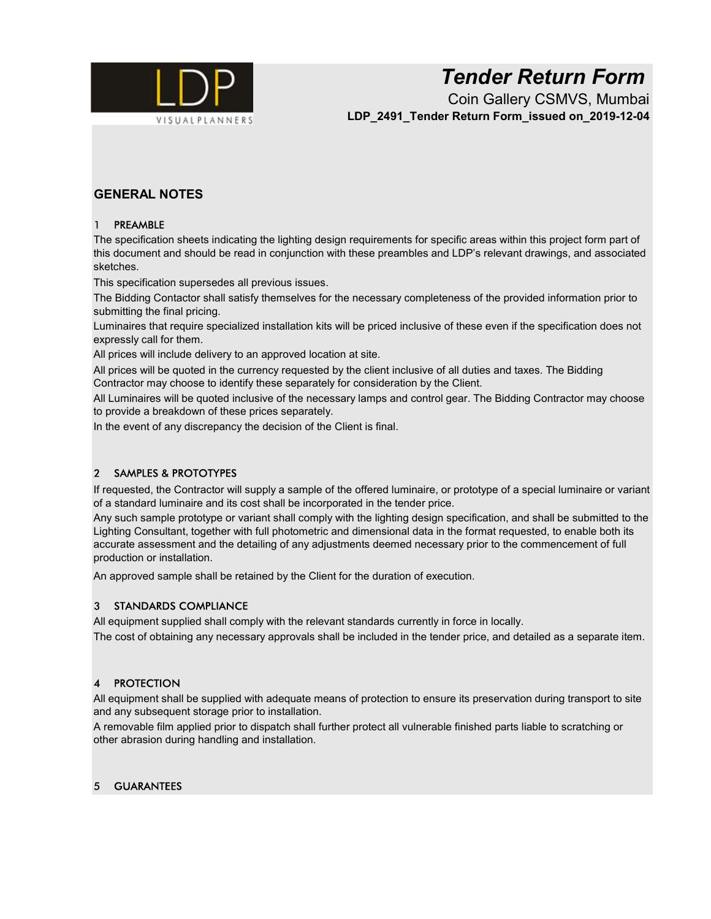# *Tender Return Form*

Coin Gallery CSMVS, Mumbai

**LDP_2491_Tender Return Form_issued on_2019-12-04**

## GENERAL NOTES

### 1 PREAMBLE

The specification sheets indicating the lighting design requirements for specific areas within this project form part of this document and should be read in conjunction with these preambles and LDP's relevant drawings, and associated sketches.

This specification supersedes all previous issues.

The Bidding Contactor shall satisfy themselves for the necessary completeness of the provided information prior to submitting the final pricing.

Luminaires that require specialized installation kits will be priced inclusive of these even if the specification does not expressly call for them.

All prices will include delivery to an approved location at site.

All prices will be quoted in the currency requested by the client inclusive of all duties and taxes. The Bidding Contractor may choose to identify these separately for consideration by the Client.

All Luminaires will be quoted inclusive of the necessary lamps and control gear. The Bidding Contractor may choose to provide a breakdown of these prices separately.

In the event of any discrepancy the decision of the Client is final.

### 2 SAMPLES & PROTOTYPES

If requested, the Contractor will supply a sample of the offered luminaire, or prototype of a special luminaire or variant of a standard luminaire and its cost shall be incorporated in the tender price.

Any such sample prototype or variant shall comply with the lighting design specification, and shall be submitted to the Lighting Consultant, together with full photometric and dimensional data in the format requested, to enable both its accurate assessment and the detailing of any adjustments deemed necessary prior to the commencement of full production or installation.

An approved sample shall be retained by the Client for the duration of execution.

### 3 STANDARDS COMPLIANCE

All equipment supplied shall comply with the relevant standards currently in force in locally.

The cost of obtaining any necessary approvals shall be included in the tender price, and detailed as a separate item.

### 4 PROTECTION

All equipment shall be supplied with adequate means of protection to ensure its preservation during transport to site and any subsequent storage prior to installation.

A removable film applied prior to dispatch shall further protect all vulnerable finished parts liable to scratching or other abrasion during handling and installation.

### 5 GUARANTEES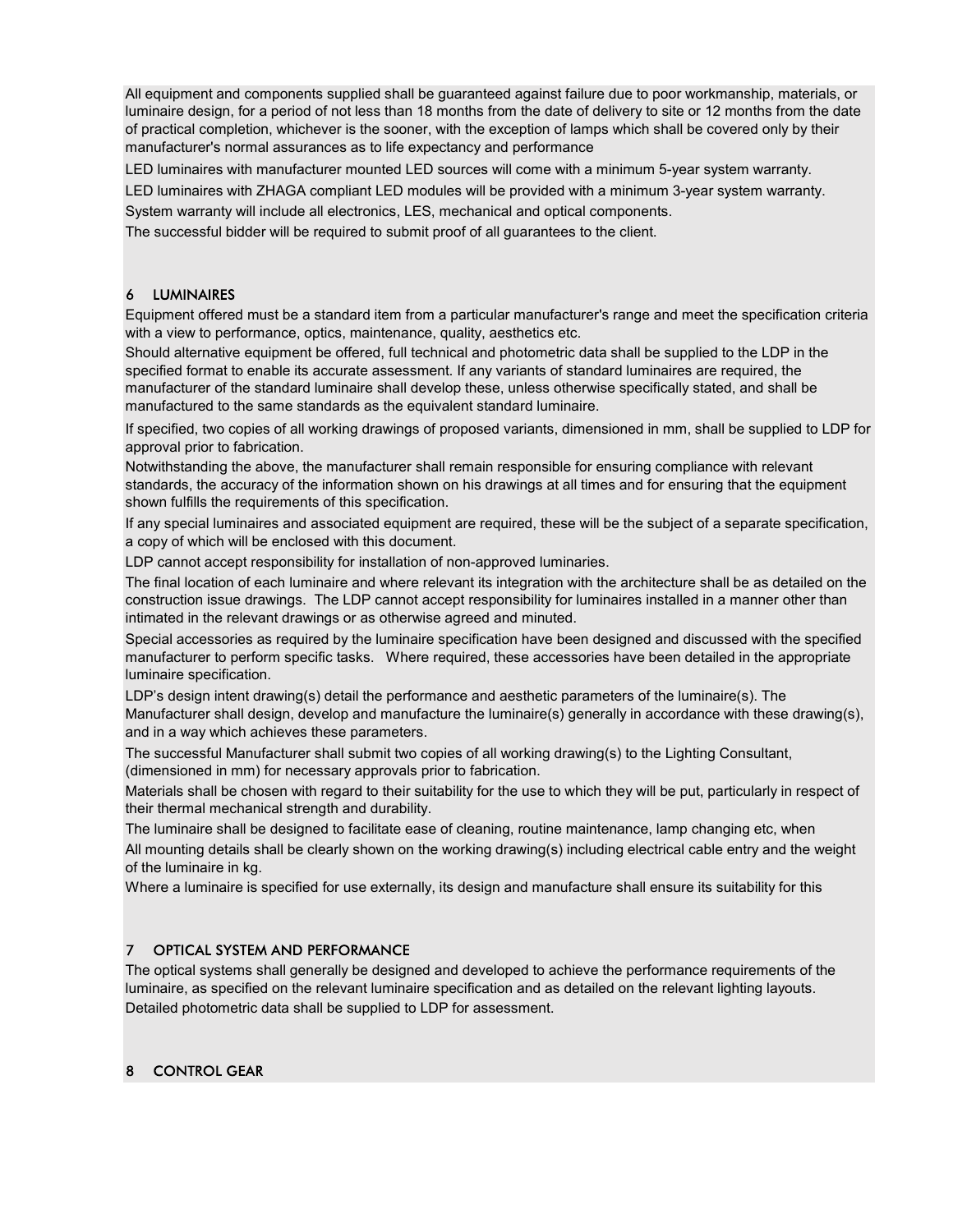All equipment and components supplied shall be guaranteed against failure due to poor workmanship, materials, or luminaire design, for a period of not less than 18 months from the date of delivery to site or 12 months from the date of practical completion, whichever is the sooner, with the exception of lamps which shall be covered only by their manufacturer's normal assurances as to life expectancy and performance

LED luminaires with manufacturer mounted LED sources will come with a minimum 5-year system warranty.

LED luminaires with ZHAGA compliant LED modules will be provided with a minimum 3-year system warranty.

System warranty will include all electronics, LES, mechanical and optical components.

The successful bidder will be required to submit proof of all guarantees to the client.

## 6 LUMINAIRES

Equipment offered must be a standard item from a particular manufacturer's range and meet the specification criteria with a view to performance, optics, maintenance, quality, aesthetics etc.

Should alternative equipment be offered, full technical and photometric data shall be supplied to the LDP in the specified format to enable its accurate assessment. If any variants of standard luminaires are required, the manufacturer of the standard luminaire shall develop these, unless otherwise specifically stated, and shall be manufactured to the same standards as the equivalent standard luminaire.

If specified, two copies of all working drawings of proposed variants, dimensioned in mm, shall be supplied to LDP for approval prior to fabrication.

Notwithstanding the above, the manufacturer shall remain responsible for ensuring compliance with relevant standards, the accuracy of the information shown on his drawings at all times and for ensuring that the equipment shown fulfills the requirements of this specification.

If any special luminaires and associated equipment are required, these will be the subject of a separate specification, a copy of which will be enclosed with this document.

LDP cannot accept responsibility for installation of non-approved luminaries.

The final location of each luminaire and where relevant its integration with the architecture shall be as detailed on the construction issue drawings. The LDP cannot accept responsibility for luminaires installed in a manner other than intimated in the relevant drawings or as otherwise agreed and minuted.

Special accessories as required by the luminaire specification have been designed and discussed with the specified manufacturer to perform specific tasks. Where required, these accessories have been detailed in the appropriate luminaire specification.

LDP's design intent drawing(s) detail the performance and aesthetic parameters of the luminaire(s). The Manufacturer shall design, develop and manufacture the luminaire(s) generally in accordance with these drawing(s), and in a way which achieves these parameters.

The successful Manufacturer shall submit two copies of all working drawing(s) to the Lighting Consultant, (dimensioned in mm) for necessary approvals prior to fabrication.

Materials shall be chosen with regard to their suitability for the use to which they will be put, particularly in respect of their thermal mechanical strength and durability.

The luminaire shall be designed to facilitate ease of cleaning, routine maintenance, lamp changing etc, when

All mounting details shall be clearly shown on the working drawing(s) including electrical cable entry and the weight of the luminaire in kg.

Where a luminaire is specified for use externally, its design and manufacture shall ensure its suitability for this

## 7 OPTICAL SYSTEM AND PERFORMANCE

The optical systems shall generally be designed and developed to achieve the performance requirements of the luminaire, as specified on the relevant luminaire specification and as detailed on the relevant lighting layouts. Detailed photometric data shall be supplied to LDP for assessment.

## 8 CONTROL GEAR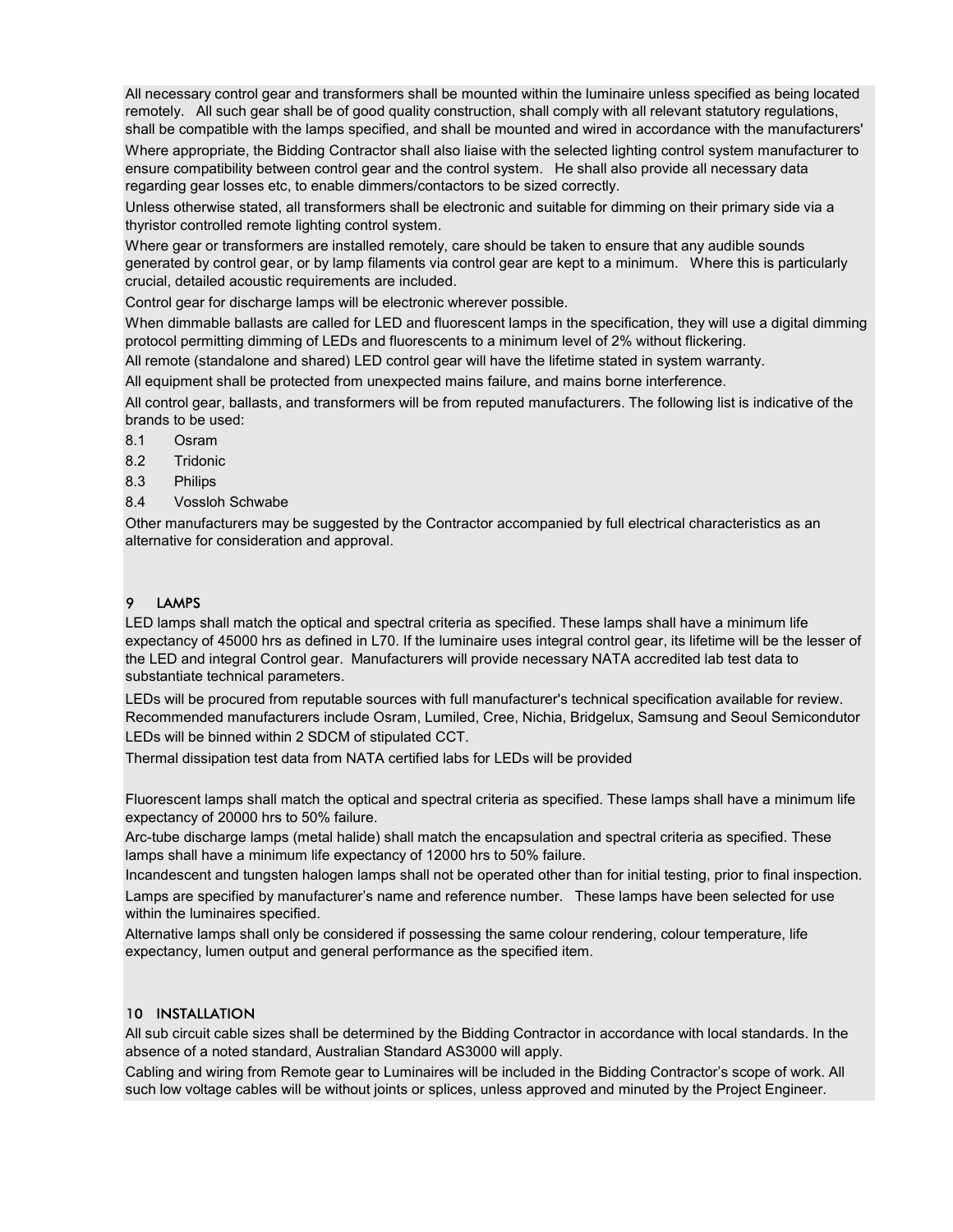All necessary control gear and transformers shall be mounted within the luminaire unless specified as being located remotely. All such gear shall be of good quality construction, shall comply with all relevant statutory regulations, shall be compatible with the lamps specified, and shall be mounted and wired in accordance with the manufacturers'

Where appropriate, the Bidding Contractor shall also liaise with the selected lighting control system manufacturer to ensure compatibility between control gear and the control system. He shall also provide all necessary data regarding gear losses etc, to enable dimmers/contactors to be sized correctly.

Unless otherwise stated, all transformers shall be electronic and suitable for dimming on their primary side via a thyristor controlled remote lighting control system.

Where gear or transformers are installed remotely, care should be taken to ensure that any audible sounds generated by control gear, or by lamp filaments via control gear are kept to a minimum. Where this is particularly crucial, detailed acoustic requirements are included.

Control gear for discharge lamps will be electronic wherever possible.

When dimmable ballasts are called for LED and fluorescent lamps in the specification, they will use a digital dimming protocol permitting dimming of LEDs and fluorescents to a minimum level of 2% without flickering.

All remote (standalone and shared) LED control gear will have the lifetime stated in system warranty.

All equipment shall be protected from unexpected mains failure, and mains borne interference.

All control gear, ballasts, and transformers will be from reputed manufacturers. The following list is indicative of the brands to be used:

8.1 Osram

8.2 Tridonic

8.3 Philips

8.4 Vossloh Schwabe

Other manufacturers may be suggested by the Contractor accompanied by full electrical characteristics as an alternative for consideration and approval.

## 9 LAMPS

LED lamps shall match the optical and spectral criteria as specified. These lamps shall have a minimum life expectancy of 45000 hrs as defined in L70. If the luminaire uses integral control gear, its lifetime will be the lesser of the LED and integral Control gear. Manufacturers will provide necessary NATA accredited lab test data to substantiate technical parameters.

LEDs will be procured from reputable sources with full manufacturer's technical specification available for review. Recommended manufacturers include Osram, Lumiled, Cree, Nichia, Bridgelux, Samsung and Seoul Semicondutor

LEDs will be binned within 2 SDCM of stipulated CCT.

Thermal dissipation test data from NATA certified labs for LEDs will be provided

Fluorescent lamps shall match the optical and spectral criteria as specified. These lamps shall have a minimum life expectancy of 20000 hrs to 50% failure.

Arc-tube discharge lamps (metal halide) shall match the encapsulation and spectral criteria as specified. These lamps shall have a minimum life expectancy of 12000 hrs to 50% failure.

Incandescent and tungsten halogen lamps shall not be operated other than for initial testing, prior to final inspection.

Lamps are specified by manufacturer's name and reference number. These lamps have been selected for use within the luminaires specified.

Alternative lamps shall only be considered if possessing the same colour rendering, colour temperature, life expectancy, lumen output and general performance as the specified item.

## 10 INSTALLATION

All sub circuit cable sizes shall be determined by the Bidding Contractor in accordance with local standards. In the absence of a noted standard, Australian Standard AS3000 will apply.

Cabling and wiring from Remote gear to Luminaires will be included in the Bidding Contractor's scope of work. All such low voltage cables will be without joints or splices, unless approved and minuted by the Project Engineer.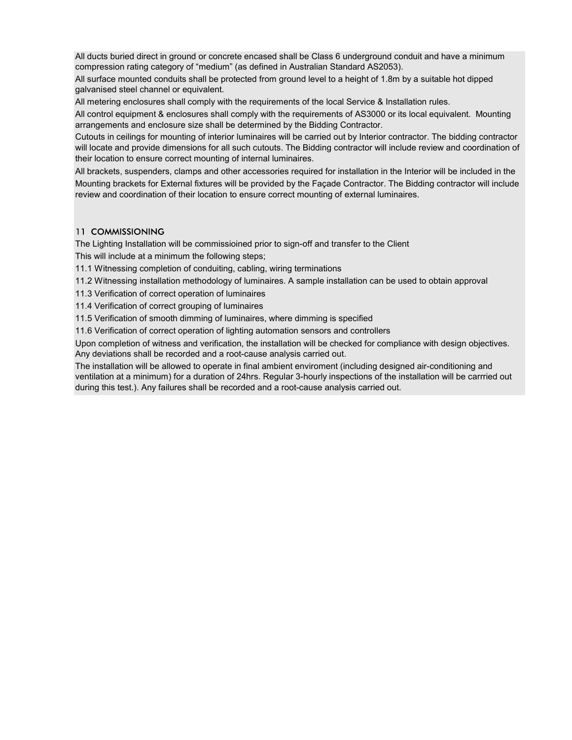All ducts buried direct in ground or concrete encased shall be Class 6 underground conduit and have a minimum compression rating category of “medium” (as defined in Australian Standard AS2053).

All surface mounted conduits shall be protected from ground level to a height of 1.8m by a suitable hot dipped galvanised steel channel or equivalent.

All metering enclosures shall comply with the requirements of the local Service & Installation rules.

All control equipment & enclosures shall comply with the requirements of AS3000 or its local equivalent.  Mounting arrangements and enclosure size shall be determined by the Bidding Contractor.

Cutouts in ceilings for mounting of interior luminaires will be carried out by Interior contractor. The bidding contractor will locate and provide dimensions for all such cutouts. The Bidding contractor will include review and coordination of their location to ensure correct mounting of internal luminaires.

All brackets, suspenders, clamps and other accessories required for installation in the Interior will be included in the Mounting brackets for External fixtures will be provided by the Façade Contractor. The Bidding contractor will include review and coordination of their location to ensure correct mounting of external luminaires.

## 11 COMMISSIONING

The Lighting Installation will be commissioined prior to sign-off and transfer to the Client

This will include at a minimum the following steps;

11.1 Witnessing completion of conduiting, cabling, wiring terminations

11.2 Witnessing installation methodology of luminaires. A sample installation can be used to obtain approval

11.3 Verification of correct operation of luminaires

11.4 Verification of correct grouping of luminaires

11.5 Verification of smooth dimming of luminaires, where dimming is specified

11.6 Verification of correct operation of lighting automation sensors and controllers

Upon completion of witness and verification, the installation will be checked for compliance with design objectives. Any deviations shall be recorded and a root-cause analysis carried out.

The installation will be allowed to operate in final ambient enviroment (including designed air-conditioning and ventilation at a minimum) for a duration of 24hrs. Regular 3-hourly inspections of the installation will be carrried out during this test.). Any failures shall be recorded and a root-cause analysis carried out.